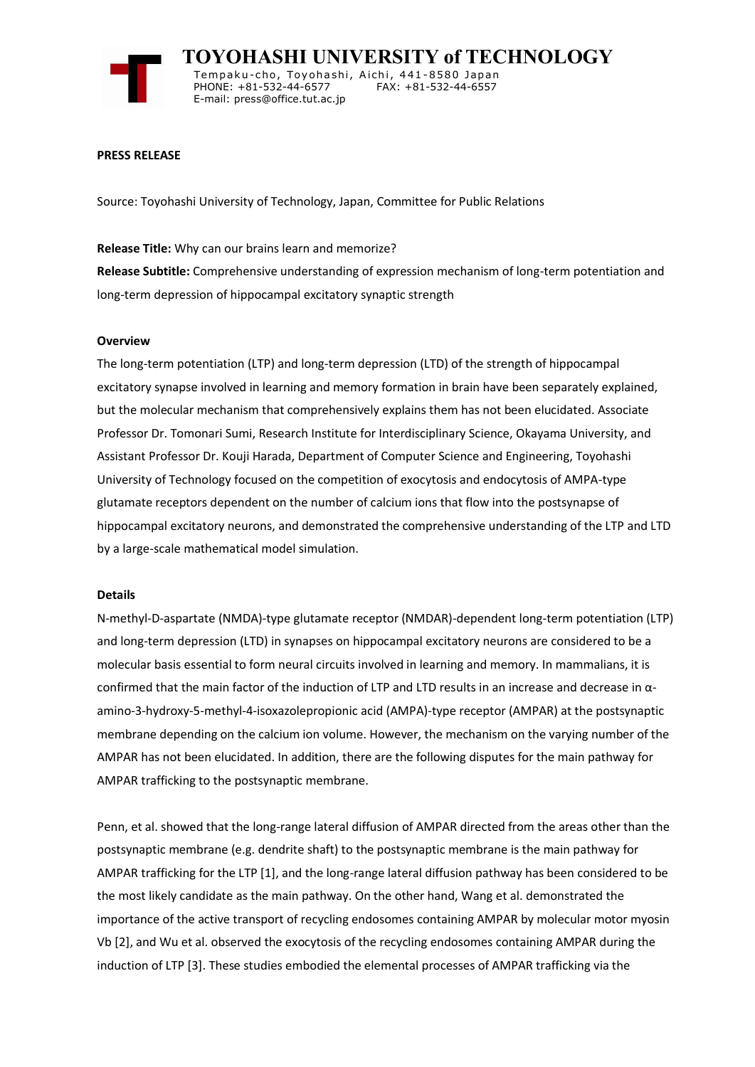# TOYOHASHI UNIVERSITY of TECHNOLOGY

Tempaku-cho, Toyohashi, Aichi, 441-8580 Japan
PHONE: +81-532-44-6577 FAX: +81-532-44-6557
E-mail: press@office.tut.ac.jp

**PRESS RELEASE**

Source: Toyohashi University of Technology, Japan, Committee for Public Relations

**Release Title:** Why can our brains learn and memorize?

**Release Subtitle:** Comprehensive understanding of expression mechanism of long-term potentiation and long-term depression of hippocampal excitatory synaptic strength

**Overview**

The long-term potentiation (LTP) and long-term depression (LTD) of the strength of hippocampal excitatory synapse involved in learning and memory formation in brain have been separately explained, but the molecular mechanism that comprehensively explains them has not been elucidated. Associate Professor Dr. Tomonari Sumi, Research Institute for Interdisciplinary Science, Okayama University, and Assistant Professor Dr. Kouji Harada, Department of Computer Science and Engineering, Toyohashi University of Technology focused on the competition of exocytosis and endocytosis of AMPA-type glutamate receptors dependent on the number of calcium ions that flow into the postsynapse of hippocampal excitatory neurons, and demonstrated the comprehensive understanding of the LTP and LTD by a large-scale mathematical model simulation.

**Details**

N-methyl-D-aspartate (NMDA)-type glutamate receptor (NMDAR)-dependent long-term potentiation (LTP) and long-term depression (LTD) in synapses on hippocampal excitatory neurons are considered to be a molecular basis essential to form neural circuits involved in learning and memory. In mammalians, it is confirmed that the main factor of the induction of LTP and LTD results in an increase and decrease in α-amino-3-hydroxy-5-methyl-4-isoxazolepropionic acid (AMPA)-type receptor (AMPAR) at the postsynaptic membrane depending on the calcium ion volume. However, the mechanism on the varying number of the AMPAR has not been elucidated. In addition, there are the following disputes for the main pathway for AMPAR trafficking to the postsynaptic membrane.

Penn, et al. showed that the long-range lateral diffusion of AMPAR directed from the areas other than the postsynaptic membrane (e.g. dendrite shaft) to the postsynaptic membrane is the main pathway for AMPAR trafficking for the LTP [1], and the long-range lateral diffusion pathway has been considered to be the most likely candidate as the main pathway. On the other hand, Wang et al. demonstrated the importance of the active transport of recycling endosomes containing AMPAR by molecular motor myosin Vb [2], and Wu et al. observed the exocytosis of the recycling endosomes containing AMPAR during the induction of LTP [3]. These studies embodied the elemental processes of AMPAR trafficking via the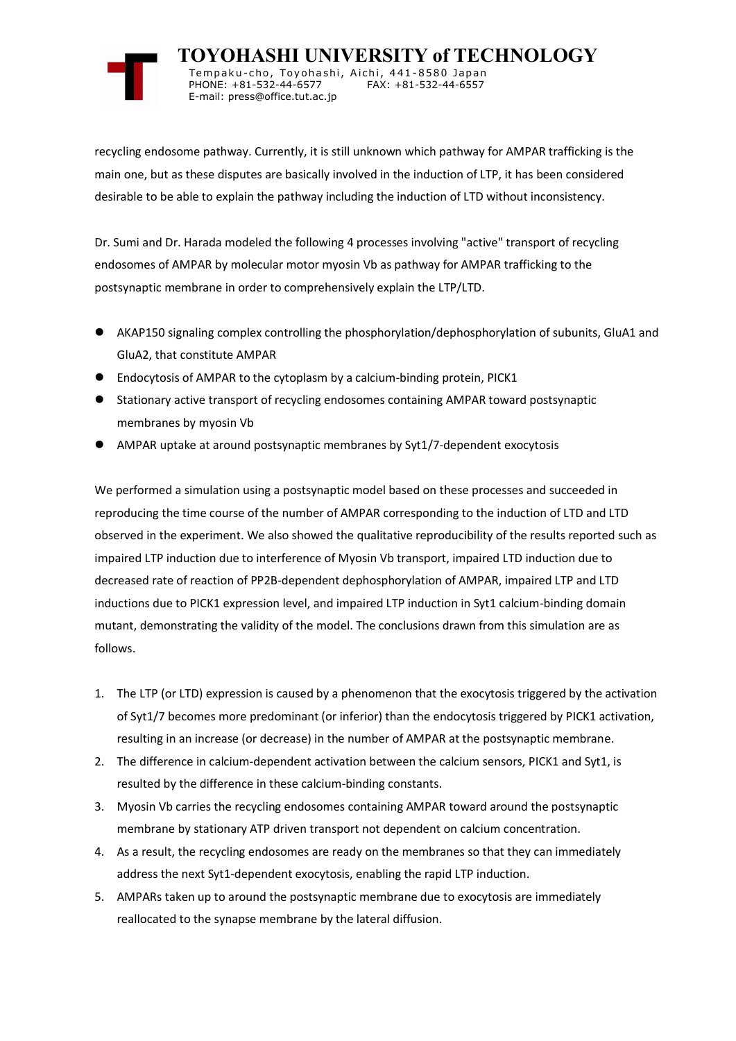recycling endosome pathway. Currently, it is still unknown which pathway for AMPAR trafficking is the main one, but as these disputes are basically involved in the induction of LTP, it has been considered desirable to be able to explain the pathway including the induction of LTD without inconsistency.

Dr. Sumi and Dr. Harada modeled the following 4 processes involving "active" transport of recycling endosomes of AMPAR by molecular motor myosin Vb as pathway for AMPAR trafficking to the postsynaptic membrane in order to comprehensively explain the LTP/LTD.

- AKAP150 signaling complex controlling the phosphorylation/dephosphorylation of subunits, GluA1 and GluA2, that constitute AMPAR
- Endocytosis of AMPAR to the cytoplasm by a calcium-binding protein, PICK1
- Stationary active transport of recycling endosomes containing AMPAR toward postsynaptic membranes by myosin Vb
- AMPAR uptake at around postsynaptic membranes by Syt1/7-dependent exocytosis

We performed a simulation using a postsynaptic model based on these processes and succeeded in reproducing the time course of the number of AMPAR corresponding to the induction of LTD and LTD observed in the experiment. We also showed the qualitative reproducibility of the results reported such as impaired LTP induction due to interference of Myosin Vb transport, impaired LTD induction due to decreased rate of reaction of PP2B-dependent dephosphorylation of AMPAR, impaired LTP and LTD inductions due to PICK1 expression level, and impaired LTP induction in Syt1 calcium-binding domain mutant, demonstrating the validity of the model. The conclusions drawn from this simulation are as follows.

1. The LTP (or LTD) expression is caused by a phenomenon that the exocytosis triggered by the activation of Syt1/7 becomes more predominant (or inferior) than the endocytosis triggered by PICK1 activation, resulting in an increase (or decrease) in the number of AMPAR at the postsynaptic membrane.
2. The difference in calcium-dependent activation between the calcium sensors, PICK1 and Syt1, is resulted by the difference in these calcium-binding constants.
3. Myosin Vb carries the recycling endosomes containing AMPAR toward around the postsynaptic membrane by stationary ATP driven transport not dependent on calcium concentration.
4. As a result, the recycling endosomes are ready on the membranes so that they can immediately address the next Syt1-dependent exocytosis, enabling the rapid LTP induction.
5. AMPARs taken up to around the postsynaptic membrane due to exocytosis are immediately reallocated to the synapse membrane by the lateral diffusion.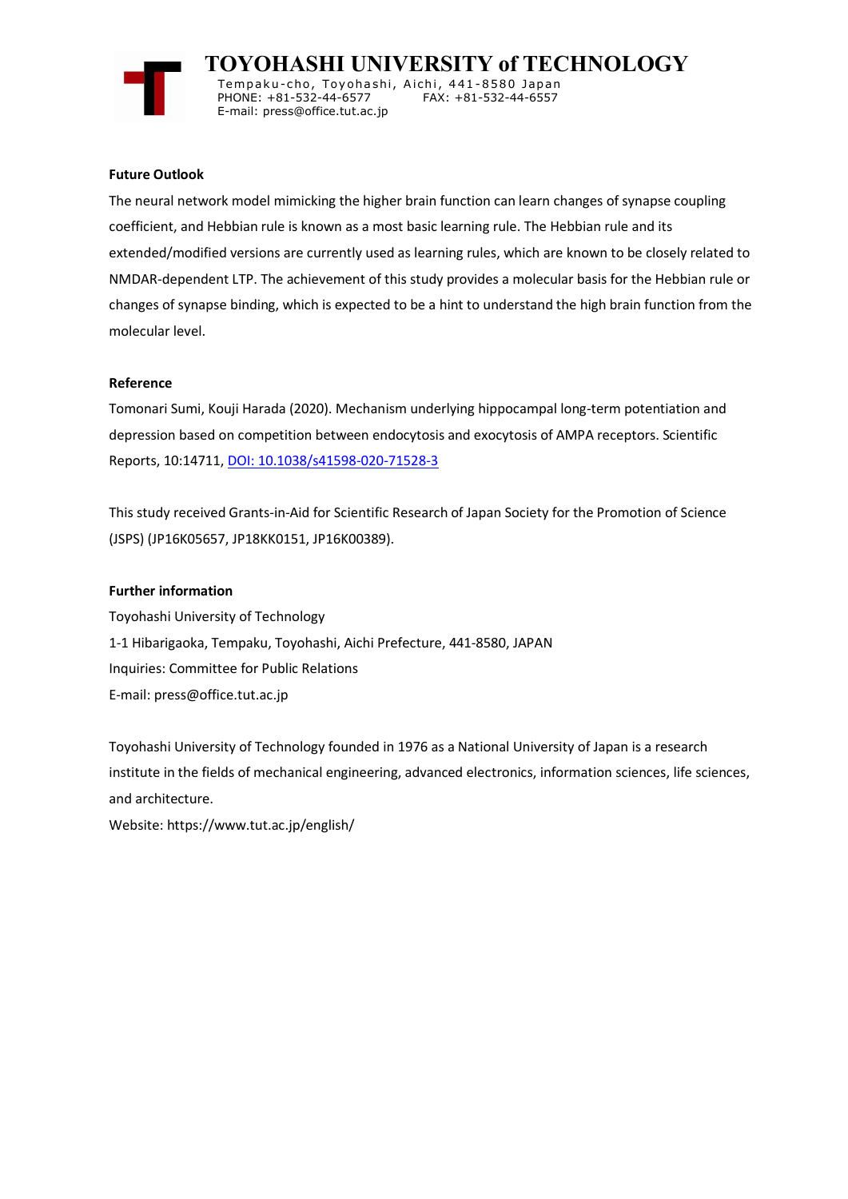**Future Outlook**

The neural network model mimicking the higher brain function can learn changes of synapse coupling coefficient, and Hebbian rule is known as a most basic learning rule. The Hebbian rule and its extended/modified versions are currently used as learning rules, which are known to be closely related to NMDAR-dependent LTP. The achievement of this study provides a molecular basis for the Hebbian rule or changes of synapse binding, which is expected to be a hint to understand the high brain function from the molecular level.

**Reference**

Tomonari Sumi, Kouji Harada (2020). Mechanism underlying hippocampal long-term potentiation and depression based on competition between endocytosis and exocytosis of AMPA receptors. Scientific Reports, 10:14711, [DOI: 10.1038/s41598-020-71528-3](https://doi.org/10.1038/s41598-020-71528-3)

This study received Grants-in-Aid for Scientific Research of Japan Society for the Promotion of Science (JSPS) (JP16K05657, JP18KK0151, JP16K00389).

**Further information**

Toyohashi University of Technology
1-1 Hibarigaoka, Tempaku, Toyohashi, Aichi Prefecture, 441-8580, JAPAN
Inquiries: Committee for Public Relations
E-mail: press@office.tut.ac.jp

Toyohashi University of Technology founded in 1976 as a National University of Japan is a research institute in the fields of mechanical engineering, advanced electronics, information sciences, life sciences, and architecture.
Website: https://www.tut.ac.jp/english/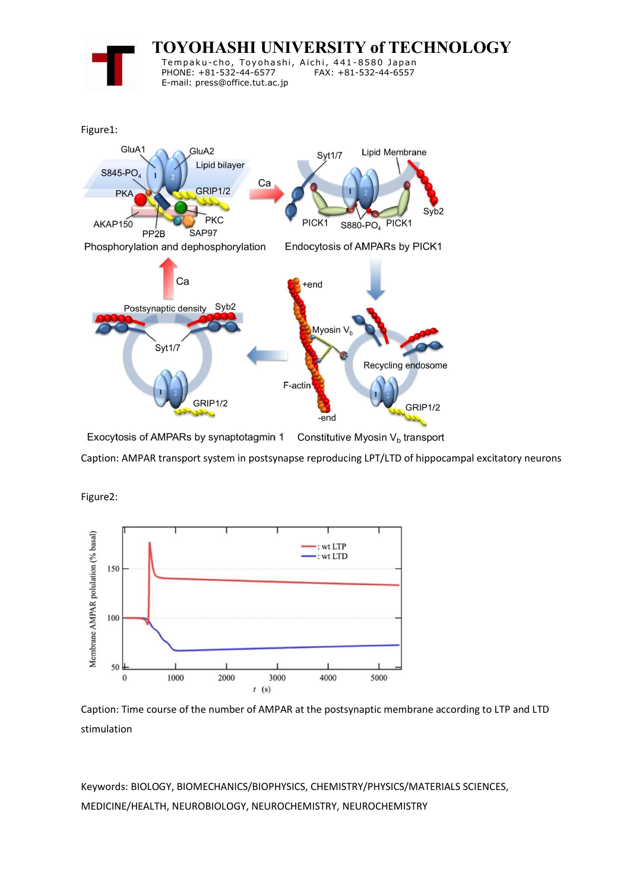Figure1:

GluA1

GluA2

S845-$PO_4$

Lipid bilayer

PKA

GRIP1/2

AKAP150

PP2B

PKC

SAP97

Ca

Syt1/7

Lipid Membrane

PICK1

S880-$PO_4$

PICK1

Syb2

Phosphorylation and dephosphorylation

Endocytosis of AMPARs by PICK1

Ca

+end

Myosin $V_b$

Postsynaptic density

Syb2

Syt1/7

Recycling endosome

F-actin

GRIP1/2

GRIP1/2

-end

Exocytosis of AMPARs by synaptotagmin 1

Constitutive Myosin $V_b$ transport

Caption: AMPAR transport system in postsynapse reproducing LPT/LTD of hippocampal excitatory neurons

Figure2:

Membrane AMPAR polulation (% basal)

150

100

50

0

1000

2000

3000

4000

5000

$t$ (s)

: wt LTP

: wt LTD

Caption: Time course of the number of AMPAR at the postsynaptic membrane according to LTP and LTD stimulation

Keywords: BIOLOGY, BIOMECHANICS/BIOPHYSICS, CHEMISTRY/PHYSICS/MATERIALS SCIENCES, MEDICINE/HEALTH, NEUROBIOLOGY, NEUROCHEMISTRY, NEUROCHEMISTRY